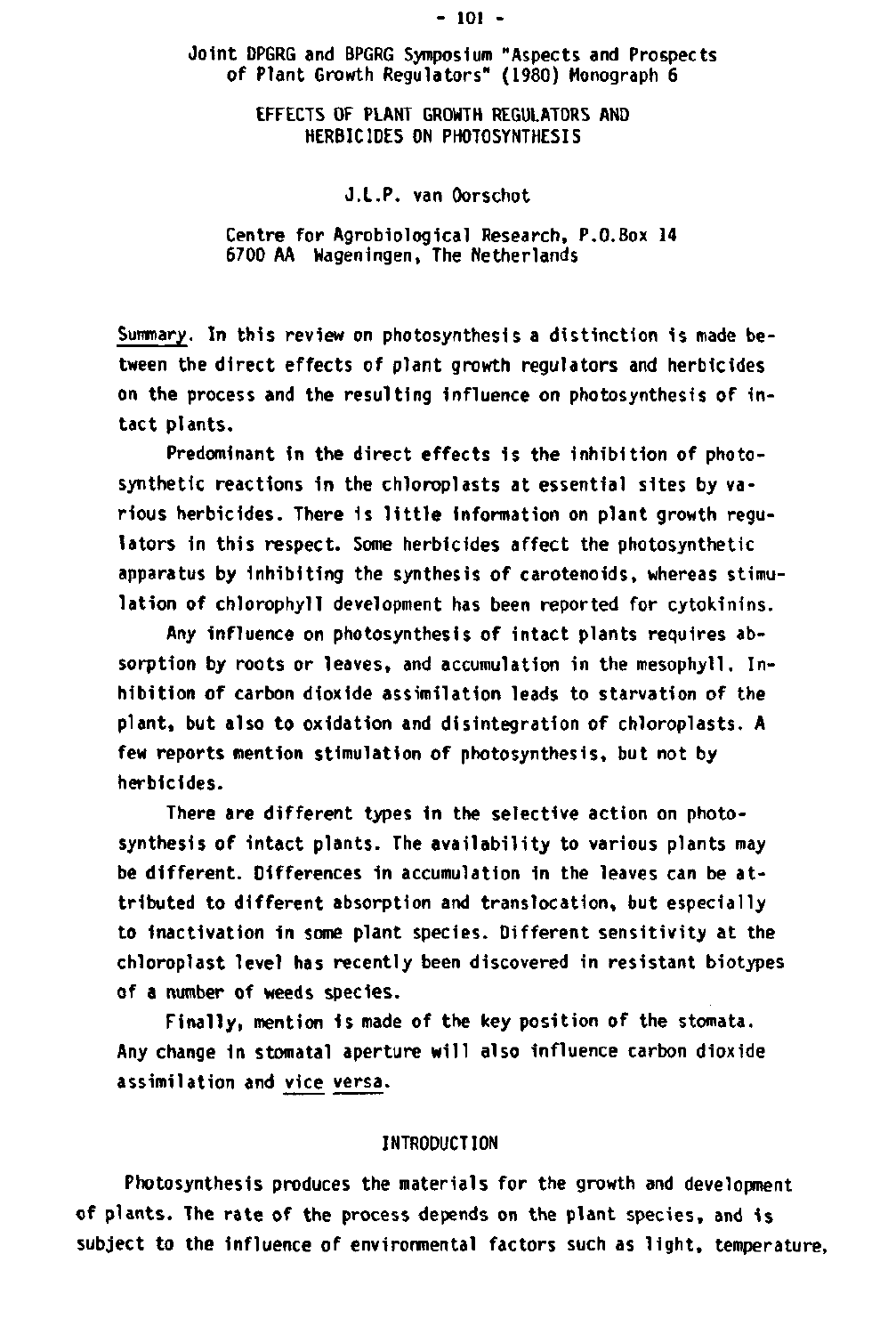Joint DPGRG and BPGRG Symposium "Aspects and Prospects of Plant Growth Regulators" (1980) Monograph 6

# EFFECTS OF PLANT GROWTH REGULATORS AND HERBICIDES ON PHOTOSYNTHESIS

J.L.P. van Oorschot

Centre for Agrobiological Research, P.O.Box 14
6700 AA Wageningen, The Netherlands

Summary. In this review on photosynthesis a distinction is made between the direct effects of plant growth regulators and herbicides on the process and the resulting influence on photosynthesis of intact plants.

Predominant in the direct effects is the inhibition of photosynthetic reactions in the chloroplasts at essential sites by various herbicides. There is little information on plant growth regulators in this respect. Some herbicides affect the photosynthetic apparatus by inhibiting the synthesis of carotenoids, whereas stimulation of chlorophyll development has been reported for cytokinins.

Any influence on photosynthesis of intact plants requires absorption by roots or leaves, and accumulation in the mesophyll. Inhibition of carbon dioxide assimilation leads to starvation of the plant, but also to oxidation and disintegration of chloroplasts. A few reports mention stimulation of photosynthesis, but not by herbicides.

There are different types in the selective action on photosynthesis of intact plants. The availability to various plants may be different. Differences in accumulation in the leaves can be attributed to different absorption and translocation, but especially to inactivation in some plant species. Different sensitivity at the chloroplast level has recently been discovered in resistant biotypes of a number of weeds species.

Finally, mention is made of the key position of the stomata. Any change in stomatal aperture will also influence carbon dioxide assimilation and *vice versa*.

## INTRODUCTION

Photosynthesis produces the materials for the growth and development of plants. The rate of the process depends on the plant species, and is subject to the influence of environmental factors such as light, temperature,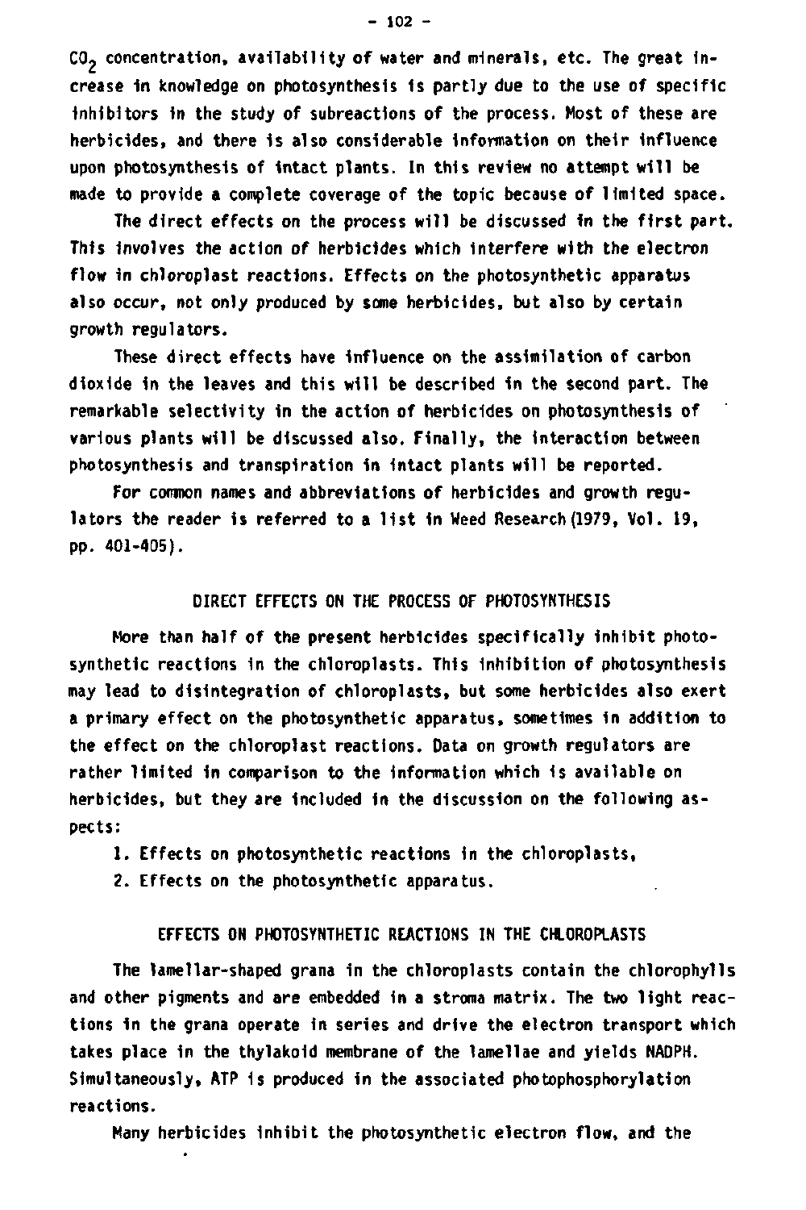$CO_2$ concentration, availability of water and minerals, etc. The great increase in knowledge on photosynthesis is partly due to the use of specific inhibitors in the study of subreactions of the process. Most of these are herbicides, and there is also considerable information on their influence upon photosynthesis of intact plants. In this review no attempt will be made to provide a complete coverage of the topic because of limited space.

The direct effects on the process will be discussed in the first part. This involves the action of herbicides which interfere with the electron flow in chloroplast reactions. Effects on the photosynthetic apparatus also occur, not only produced by some herbicides, but also by certain growth regulators.

These direct effects have influence on the assimilation of carbon dioxide in the leaves and this will be described in the second part. The remarkable selectivity in the action of herbicides on photosynthesis of various plants will be discussed also. Finally, the interaction between photosynthesis and transpiration in intact plants will be reported.

For common names and abbreviations of herbicides and growth regulators the reader is referred to a list in Weed Research (1979, Vol. 19, pp. 401-405).

## DIRECT EFFECTS ON THE PROCESS OF PHOTOSYNTHESIS

More than half of the present herbicides specifically inhibit photosynthetic reactions in the chloroplasts. This inhibition of photosynthesis may lead to disintegration of chloroplasts, but some herbicides also exert a primary effect on the photosynthetic apparatus, sometimes in addition to the effect on the chloroplast reactions. Data on growth regulators are rather limited in comparison to the information which is available on herbicides, but they are included in the discussion on the following aspects:

1. Effects on photosynthetic reactions in the chloroplasts,
2. Effects on the photosynthetic apparatus.

## EFFECTS ON PHOTOSYNTHETIC REACTIONS IN THE CHLOROPLASTS

The lamellar-shaped grana in the chloroplasts contain the chlorophylls and other pigments and are embedded in a stroma matrix. The two light reactions in the grana operate in series and drive the electron transport which takes place in the thylakoid membrane of the lamellae and yields NADPH. Simultaneously, ATP is produced in the associated photophosphorylation reactions.

Many herbicides inhibit the photosynthetic electron flow, and the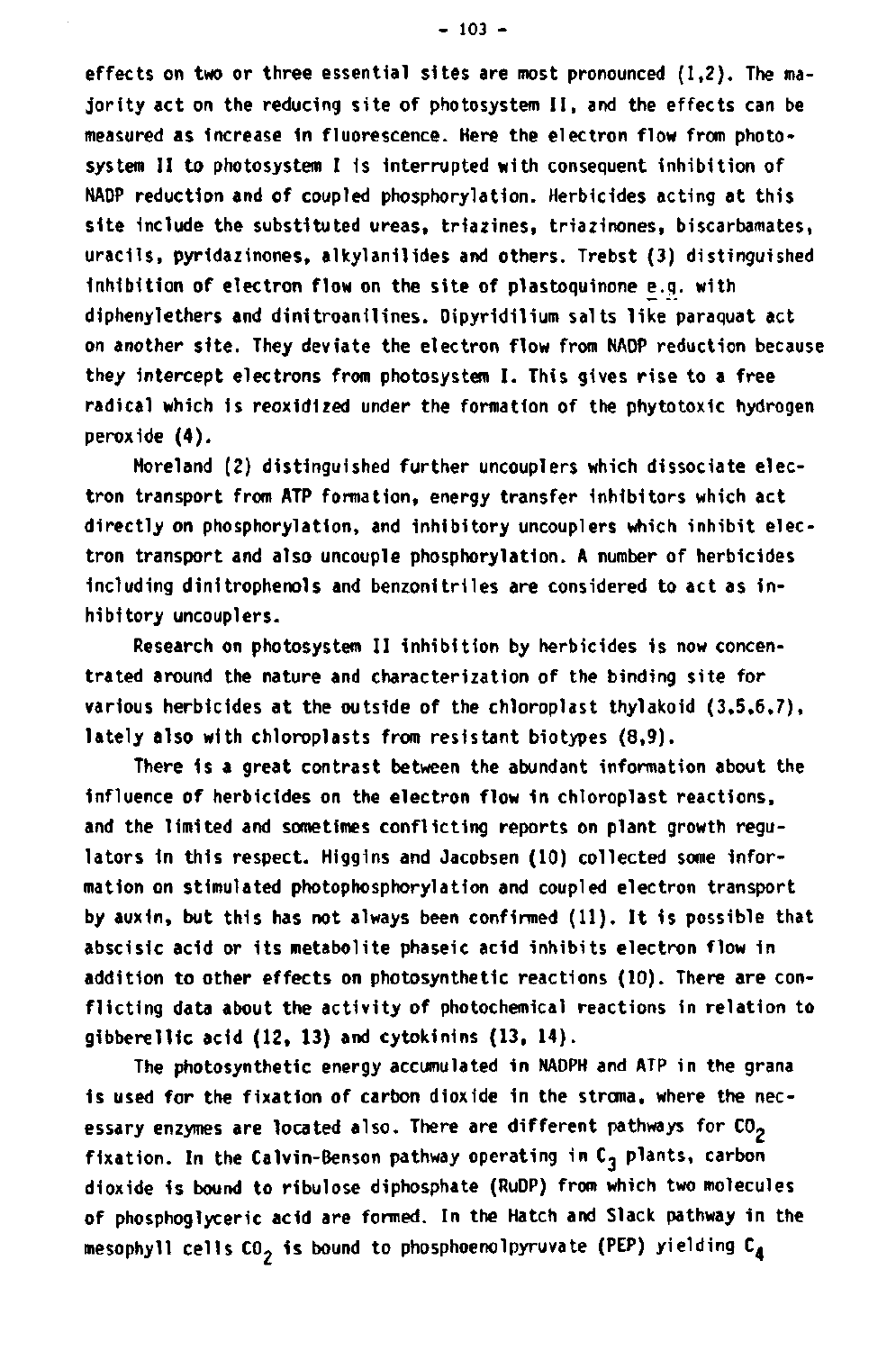effects on two or three essential sites are most pronounced (1,2). The majority act on the reducing site of photosystem II, and the effects can be measured as increase in fluorescence. Here the electron flow from photosystem II to photosystem I is interrupted with consequent inhibition of NADP reduction and of coupled phosphorylation. Herbicides acting at this site include the substituted ureas, triazines, triazinones, biscarbamates, uracils, pyridazinones, alkylanilides and others. Trebst (3) distinguished inhibition of electron flow on the site of plastoquinone e.g. with diphenylethers and dinitroanilines. Dipyridilium salts like paraquat act on another site. They deviate the electron flow from NADP reduction because they intercept electrons from photosystem I. This gives rise to a free radical which is reoxidized under the formation of the phytotoxic hydrogen peroxide (4).

Moreland (2) distinguished further uncouplers which dissociate electron transport from ATP formation, energy transfer inhibitors which act directly on phosphorylation, and inhibitory uncouplers which inhibit electron transport and also uncouple phosphorylation. A number of herbicides including dinitrophenols and benzonitriles are considered to act as inhibitory uncouplers.

Research on photosystem II inhibition by herbicides is now concentrated around the nature and characterization of the binding site for various herbicides at the outside of the chloroplast thylakoid (3,5,6,7), lately also with chloroplasts from resistant biotypes (8,9).

There is a great contrast between the abundant information about the influence of herbicides on the electron flow in chloroplast reactions, and the limited and sometimes conflicting reports on plant growth regulators in this respect. Higgins and Jacobsen (10) collected some information on stimulated photophosphorylation and coupled electron transport by auxin, but this has not always been confirmed (11). It is possible that abscisic acid or its metabolite phaseic acid inhibits electron flow in addition to other effects on photosynthetic reactions (10). There are conflicting data about the activity of photochemical reactions in relation to gibberellic acid (12, 13) and cytokinins (13, 14).

The photosynthetic energy accumulated in NADPH and ATP in the grana is used for the fixation of carbon dioxide in the stroma, where the necessary enzymes are located also. There are different pathways for $CO_2$ fixation. In the Calvin-Benson pathway operating in $C_3$ plants, carbon dioxide is bound to ribulose diphosphate (RuDP) from which two molecules of phosphoglyceric acid are formed. In the Hatch and Slack pathway in the mesophyll cells $CO_2$ is bound to phosphoenolpyruvate (PEP) yielding $C_4$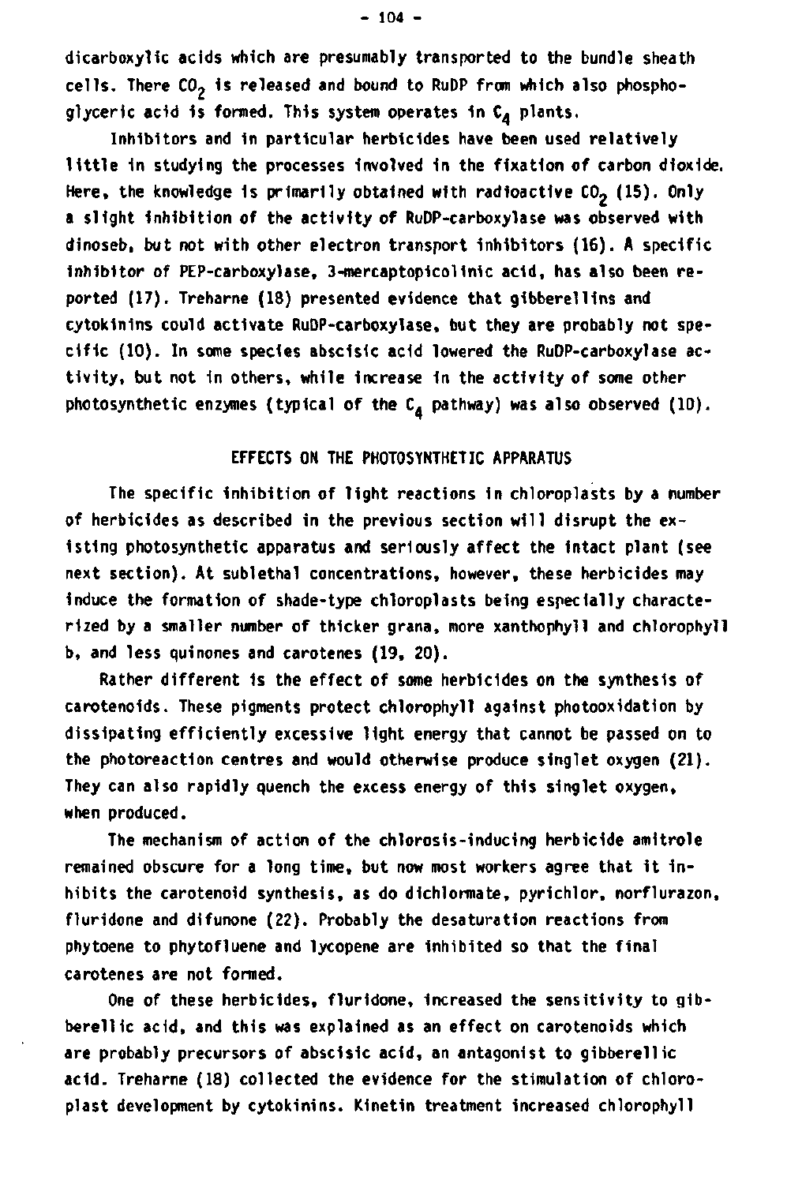dicarboxylic acids which are presumably transported to the bundle sheath cells. There $CO_2$ is released and bound to RuDP from which also phosphoglyceric acid is formed. This system operates in $C_4$ plants.

Inhibitors and in particular herbicides have been used relatively little in studying the processes involved in the fixation of carbon dioxide. Here, the knowledge is primarily obtained with radioactive $CO_2$ (15). Only a slight inhibition of the activity of RuDP-carboxylase was observed with dinoseb, but not with other electron transport inhibitors (16). A specific inhibitor of PEP-carboxylase, 3-mercaptopicolinic acid, has also been reported (17). Treharne (18) presented evidence that gibberellins and cytokinins could activate RuDP-carboxylase, but they are probably not specific (10). In some species abscisic acid lowered the RuDP-carboxylase activity, but not in others, while increase in the activity of some other photosynthetic enzymes (typical of the $C_4$ pathway) was also observed (10).

## EFFECTS ON THE PHOTOSYNTHETIC APPARATUS

The specific inhibition of light reactions in chloroplasts by a number of herbicides as described in the previous section will disrupt the existing photosynthetic apparatus and seriously affect the intact plant (see next section). At sublethal concentrations, however, these herbicides may induce the formation of shade-type chloroplasts being especially characterized by a smaller number of thicker grana, more xanthophyll and chlorophyll b, and less quinones and carotenes (19, 20).

Rather different is the effect of some herbicides on the synthesis of carotenoids. These pigments protect chlorophyll against photooxidation by dissipating efficiently excessive light energy that cannot be passed on to the photoreaction centres and would otherwise produce singlet oxygen (21). They can also rapidly quench the excess energy of this singlet oxygen, when produced.

The mechanism of action of the chlorosis-inducing herbicide amitrole remained obscure for a long time, but now most workers agree that it inhibits the carotenoid synthesis, as do dichlormate, pyrichlor, norflurazon, fluridone and difunone (22). Probably the desaturation reactions from phytoene to phytofluene and lycopene are inhibited so that the final carotenes are not formed.

One of these herbicides, fluridone, increased the sensitivity to gibberellic acid, and this was explained as an effect on carotenoids which are probably precursors of abscisic acid, an antagonist to gibberellic acid. Treharne (18) collected the evidence for the stimulation of chloroplast development by cytokinins. Kinetin treatment increased chlorophyll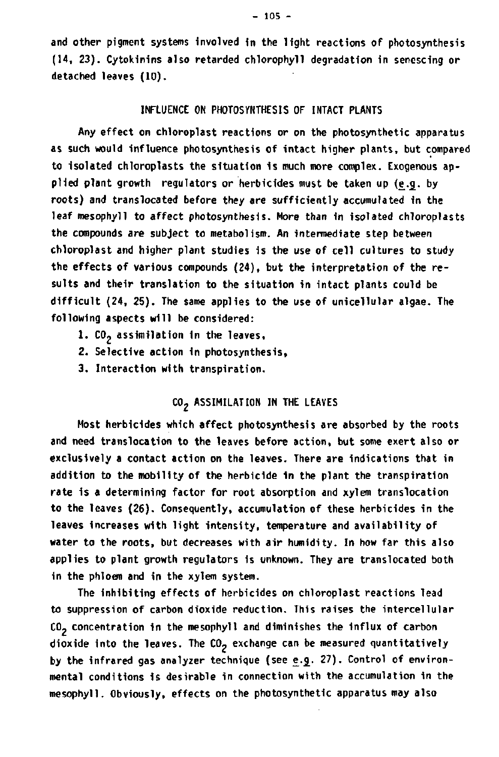and other pigment systems involved in the light reactions of photosynthesis (14, 23). Cytokinins also retarded chlorophyll degradation in senescing or detached leaves (10).

## INFLUENCE ON PHOTOSYNTHESIS OF INTACT PLANTS

Any effect on chloroplast reactions or on the photosynthetic apparatus as such would influence photosynthesis of intact higher plants, but compared to isolated chloroplasts the situation is much more complex. Exogenous applied plant growth regulators or herbicides must be taken up (*e.g.* by roots) and translocated before they are sufficiently accumulated in the leaf mesophyll to affect photosynthesis. More than in isolated chloroplasts the compounds are subject to metabolism. An intermediate step between chloroplast and higher plant studies is the use of cell cultures to study the effects of various compounds (24), but the interpretation of the results and their translation to the situation in intact plants could be difficult (24, 25). The same applies to the use of unicellular algae. The following aspects will be considered:

1. $CO_2$ assimilation in the leaves,
2. Selective action in photosynthesis,
3. Interaction with transpiration.

## $CO_2$ ASSIMILATION IN THE LEAVES

Most herbicides which affect photosynthesis are absorbed by the roots and need translocation to the leaves before action, but some exert also or exclusively a contact action on the leaves. There are indications that in addition to the mobility of the herbicide in the plant the transpiration rate is a determining factor for root absorption and xylem translocation to the leaves (26). Consequently, accumulation of these herbicides in the leaves increases with light intensity, temperature and availability of water to the roots, but decreases with air humidity. In how far this also applies to plant growth regulators is unknown. They are translocated both in the phloem and in the xylem system.

The inhibiting effects of herbicides on chloroplast reactions lead to suppression of carbon dioxide reduction. This raises the intercellular $CO_2$ concentration in the mesophyll and diminishes the influx of carbon dioxide into the leaves. The $CO_2$ exchange can be measured quantitatively by the infrared gas analyzer technique (see *e.g.* 27). Control of environmental conditions is desirable in connection with the accumulation in the mesophyll. Obviously, effects on the photosynthetic apparatus may also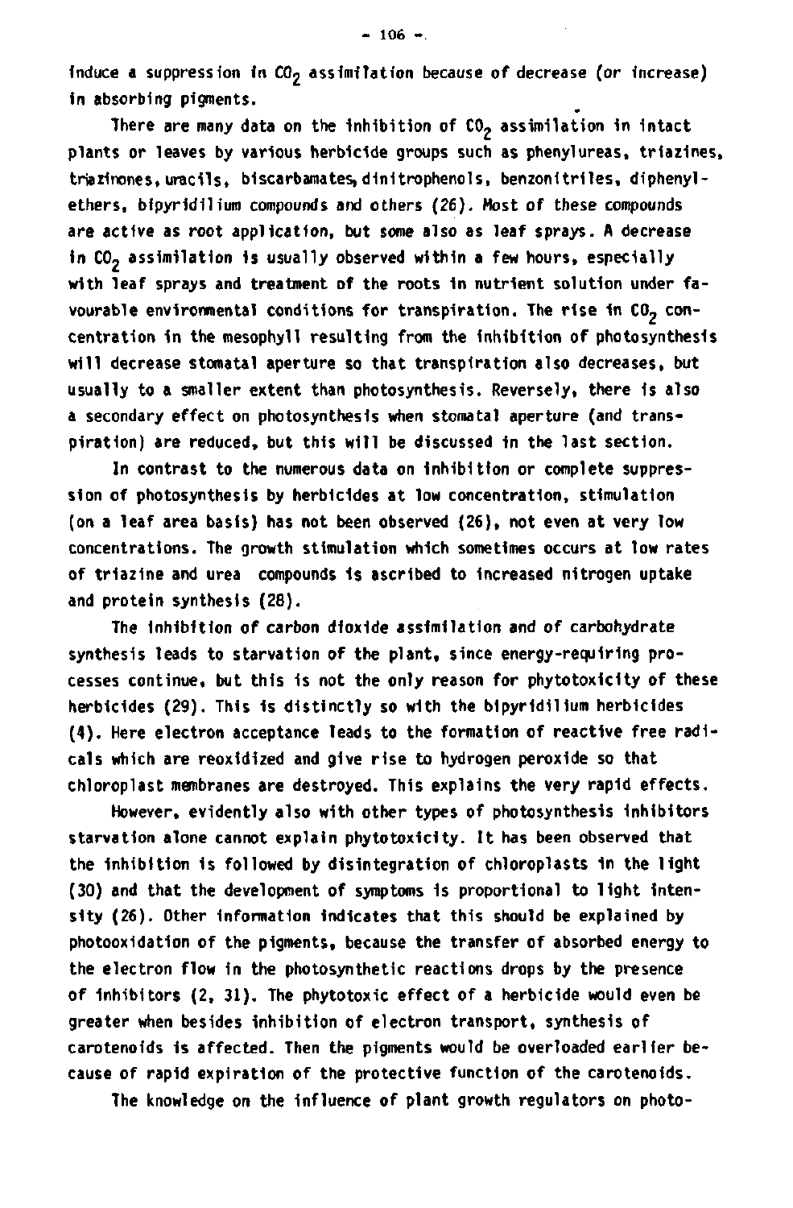induce a suppression in $CO_2$ assimilation because of decrease (or increase) in absorbing pigments.

There are many data on the inhibition of $CO_2$ assimilation in intact plants or leaves by various herbicide groups such as phenylureas, triazines, triazinones, uracils, biscarbamates, dinitrophenols, benzonitriles, diphenylethers, bipyridilium compounds and others (26). Most of these compounds are active as root application, but some also as leaf sprays. A decrease in $CO_2$ assimilation is usually observed within a few hours, especially with leaf sprays and treatment of the roots in nutrient solution under favourable environmental conditions for transpiration. The rise in $CO_2$ concentration in the mesophyll resulting from the inhibition of photosynthesis will decrease stomatal aperture so that transpiration also decreases, but usually to a smaller extent than photosynthesis. Reversely, there is also a secondary effect on photosynthesis when stomatal aperture (and transpiration) are reduced, but this will be discussed in the last section.

In contrast to the numerous data on inhibition or complete suppression of photosynthesis by herbicides at low concentration, stimulation (on a leaf area basis) has not been observed (26), not even at very low concentrations. The growth stimulation which sometimes occurs at low rates of triazine and urea compounds is ascribed to increased nitrogen uptake and protein synthesis (28).

The inhibition of carbon dioxide assimilation and of carbohydrate synthesis leads to starvation of the plant, since energy-requiring processes continue, but this is not the only reason for phytotoxicity of these herbicides (29). This is distinctly so with the bipyridilium herbicides (4). Here electron acceptance leads to the formation of reactive free radicals which are reoxidized and give rise to hydrogen peroxide so that chloroplast membranes are destroyed. This explains the very rapid effects.

However, evidently also with other types of photosynthesis inhibitors starvation alone cannot explain phytotoxicity. It has been observed that the inhibition is followed by disintegration of chloroplasts in the light (30) and that the development of symptoms is proportional to light intensity (26). Other information indicates that this should be explained by photooxidation of the pigments, because the transfer of absorbed energy to the electron flow in the photosynthetic reactions drops by the presence of inhibitors (2, 31). The phytotoxic effect of a herbicide would even be greater when besides inhibition of electron transport, synthesis of carotenoids is affected. Then the pigments would be overloaded earlier because of rapid expiration of the protective function of the carotenoids.

The knowledge on the influence of plant growth regulators on photo-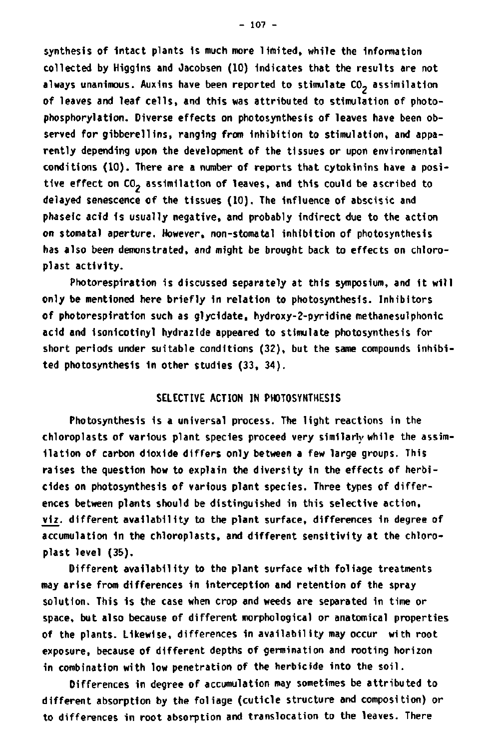synthesis of intact plants is much more limited, while the information collected by Higgins and Jacobsen (10) indicates that the results are not always unanimous. Auxins have been reported to stimulate $CO_2$ assimilation of leaves and leaf cells, and this was attributed to stimulation of photophosphorylation. Diverse effects on photosynthesis of leaves have been observed for gibberellins, ranging from inhibition to stimulation, and apparently depending upon the development of the tissues or upon environmental conditions (10). There are a number of reports that cytokinins have a positive effect on $CO_2$ assimilation of leaves, and this could be ascribed to delayed senescence of the tissues (10). The influence of abscisic and phaseic acid is usually negative, and probably indirect due to the action on stomatal aperture. However, non-stomatal inhibition of photosynthesis has also been demonstrated, and might be brought back to effects on chloroplast activity.

Photorespiration is discussed separately at this symposium, and it will only be mentioned here briefly in relation to photosynthesis. Inhibitors of photorespiration such as glycidate, hydroxy-2-pyridine methanesulphonic acid and isonicotinyl hydrazide appeared to stimulate photosynthesis for short periods under suitable conditions (32), but the same compounds inhibited photosynthesis in other studies (33, 34).

## SELECTIVE ACTION IN PHOTOSYNTHESIS

Photosynthesis is a universal process. The light reactions in the chloroplasts of various plant species proceed very similarly while the assimilation of carbon dioxide differs only between a few large groups. This raises the question how to explain the diversity in the effects of herbicides on photosynthesis of various plant species. Three types of differences between plants should be distinguished in this selective action, viz. different availability to the plant surface, differences in degree of accumulation in the chloroplasts, and different sensitivity at the chloroplast level (35).

Different availability to the plant surface with foliage treatments may arise from differences in interception and retention of the spray solution. This is the case when crop and weeds are separated in time or space, but also because of different morphological or anatomical properties of the plants. Likewise, differences in availability may occur with root exposure, because of different depths of germination and rooting horizon in combination with low penetration of the herbicide into the soil.

Differences in degree of accumulation may sometimes be attributed to different absorption by the foliage (cuticle structure and composition) or to differences in root absorption and translocation to the leaves. There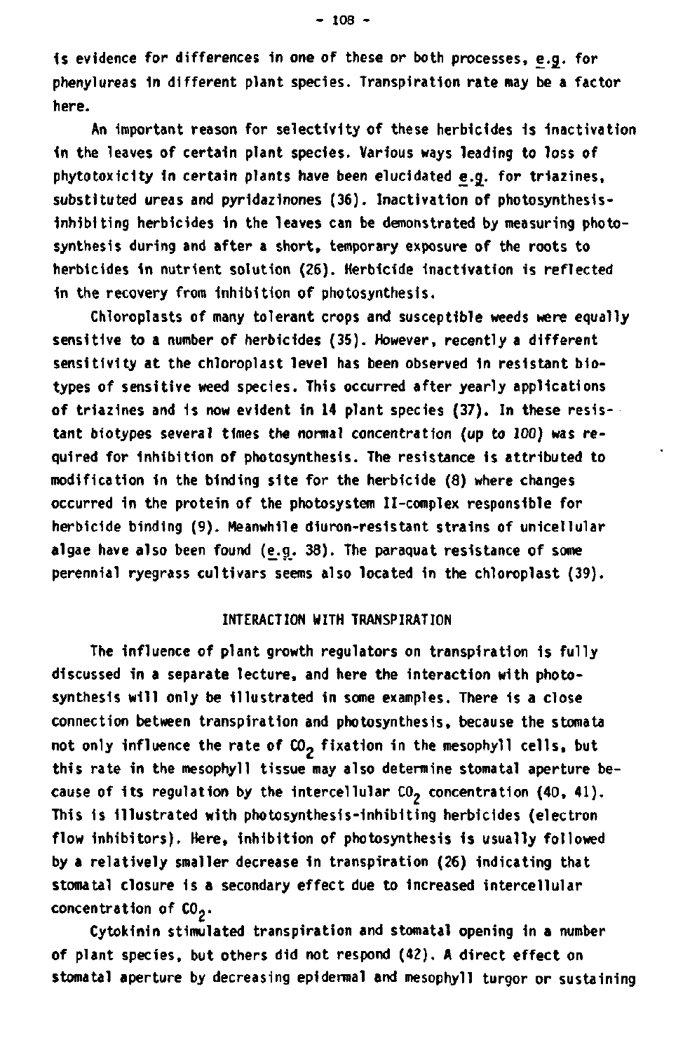is evidence for differences in one of these or both processes, *e.g.* for phenylureas in different plant species. Transpiration rate may be a factor here.

An important reason for selectivity of these herbicides is inactivation in the leaves of certain plant species. Various ways leading to loss of phytotoxicity in certain plants have been elucidated *e.g.* for triazines, substituted ureas and pyridazinones (36). Inactivation of photosynthesis-inhibiting herbicides in the leaves can be demonstrated by measuring photosynthesis during and after a short, temporary exposure of the roots to herbicides in nutrient solution (26). Herbicide inactivation is reflected in the recovery from inhibition of photosynthesis.

Chloroplasts of many tolerant crops and susceptible weeds were equally sensitive to a number of herbicides (35). However, recently a different sensitivity at the chloroplast level has been observed in resistant biotypes of sensitive weed species. This occurred after yearly applications of triazines and is now evident in 14 plant species (37). In these resistant biotypes several times the normal concentration (up to 100) was required for inhibition of photosynthesis. The resistance is attributed to modification in the binding site for the herbicide (8) where changes occurred in the protein of the photosystem II-complex responsible for herbicide binding (9). Meanwhile diuron-resistant strains of unicellular algae have also been found (*e.g.* 38). The paraquat resistance of some perennial ryegrass cultivars seems also located in the chloroplast (39).

## INTERACTION WITH TRANSPIRATION

The influence of plant growth regulators on transpiration is fully discussed in a separate lecture, and here the interaction with photosynthesis will only be illustrated in some examples. There is a close connection between transpiration and photosynthesis, because the stomata not only influence the rate of $CO_2$ fixation in the mesophyll cells, but this rate in the mesophyll tissue may also determine stomatal aperture because of its regulation by the intercellular $CO_2$ concentration (40, 41). This is illustrated with photosynthesis-inhibiting herbicides (electron flow inhibitors). Here, inhibition of photosynthesis is usually followed by a relatively smaller decrease in transpiration (26) indicating that stomatal closure is a secondary effect due to increased intercellular concentration of $CO_2$.

Cytokinin stimulated transpiration and stomatal opening in a number of plant species, but others did not respond (42). A direct effect on stomatal aperture by decreasing epidermal and mesophyll turgor or sustaining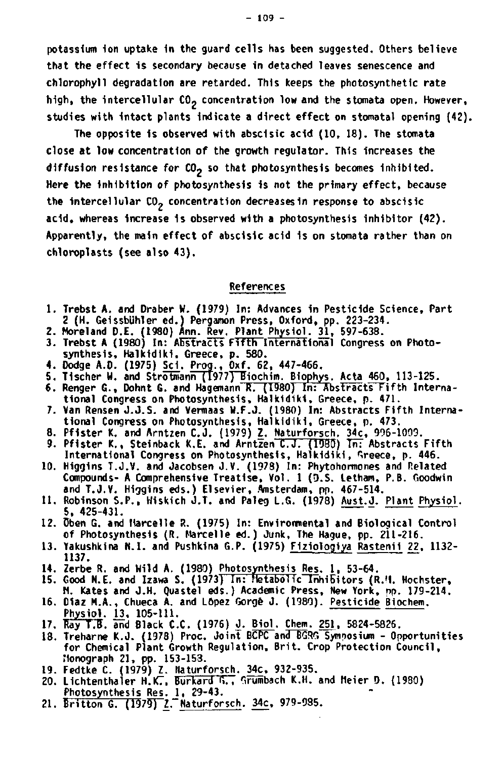potassium ion uptake in the guard cells has been suggested. Others believe that the effect is secondary because in detached leaves senescence and chlorophyll degradation are retarded. This keeps the photosynthetic rate high, the intercellular $CO_2$ concentration low and the stomata open. However, studies with intact plants indicate a direct effect on stomatal opening (42).

The opposite is observed with abscisic acid (10, 18). The stomata close at low concentration of the growth regulator. This increases the diffusion resistance for $CO_2$ so that photosynthesis becomes inhibited. Here the inhibition of photosynthesis is not the primary effect, because the intercellular $CO_2$ concentration decreases in response to abscisic acid, whereas increase is observed with a photosynthesis inhibitor (42). Apparently, the main effect of abscisic acid is on stomata rather than on chloroplasts (see also 43).

## References

1. Trebst A. and Draber W. (1979) In: Advances in Pesticide Science, Part 2 (H. Geissbühler ed.) Pergamon Press, Oxford, pp. 223-234.
2. Moreland D.E. (1980) Ann. Rev. Plant Physiol. 31, 597-638.
3. Trebst A (1980) In: Abstracts Fifth International Congress on Photosynthesis, Halkidiki, Greece, p. 580.
4. Dodge A.D. (1975) Sci. Prog., Oxf. 62, 447-466.
5. Tischer W. and Strotmann (1977) Biochim. Biophys. Acta 460, 113-125.
6. Renger G., Dohnt G. and Hagemann R. (1980) In: Abstracts Fifth International Congress on Photosynthesis, Halkidiki, Greece, p. 471.
7. Van Rensen J.J.S. and Vermaas W.F.J. (1980) In: Abstracts Fifth International Congress on Photosynthesis, Halkidiki, Greece, p. 473.
8. Pfister K. and Arntzen C.J. (1979) Z. Naturforsch. 34c, 996-1009.
9. Pfister K., Steinback K.E. and Arntzen C.J. (1980) In: Abstracts Fifth International Congress on Photosynthesis, Halkidiki, Greece, p. 446.
10. Higgins T.J.V. and Jacobsen J.V. (1978) In: Phytohormones and Related Compounds- A Comprehensive Treatise, Vol. 1 (D.S. Letham, P.B. Goodwin and T.J.V. Higgins eds.) Elsevier, Amsterdam, pp. 467-514.
11. Robinson S.P., Wiskich J.T. and Paleg L.G. (1978) Aust.J. Plant Physiol. 5, 425-431.
12. Öben G. and Marcelle R. (1975) In: Environmental and Biological Control of Photosynthesis (R. Marcelle ed.) Junk, The Hague, pp. 211-216.
13. Yakushkina N.I. and Pushkina G.P. (1975) Fiziologiya Rastenii 22, 1132-1137.
14. Zerbe R. and Wild A. (1980) Photosynthesis Res. 1, 53-64.
15. Good N.E. and Izawa S. (1973) In: Metabolic Inhibitors (R.M. Hochster, M. Kates and J.H. Quastel eds.) Academic Press, New York, pp. 179-214.
16. Diaz M.A., Chueca A. and López Gorgé J. (1980) Pesticide Biochem. Physiol. 13, 105-111.
17. Ray T.B. and Black C.C. (1976) J. Biol. Chem. 251, 5824-5826.
18. Treharne K.J. (1978) Proc. Joint BCPC and BGRG Symposium - Opportunities for Chemical Plant Growth Regulation, Brit. Crop Protection Council, Monograph 21, pp. 153-153.
19. Fedtke C. (1979) Z. Naturforsch. 34c, 932-935.
20. Lichtenthaler H.K., Burkard G., Grumbach K.H. and Meier D. (1980) Photosynthesis Res. 1, 29-43.
21. Britton G. (1979) Z. Naturforsch. 34c, 979-985.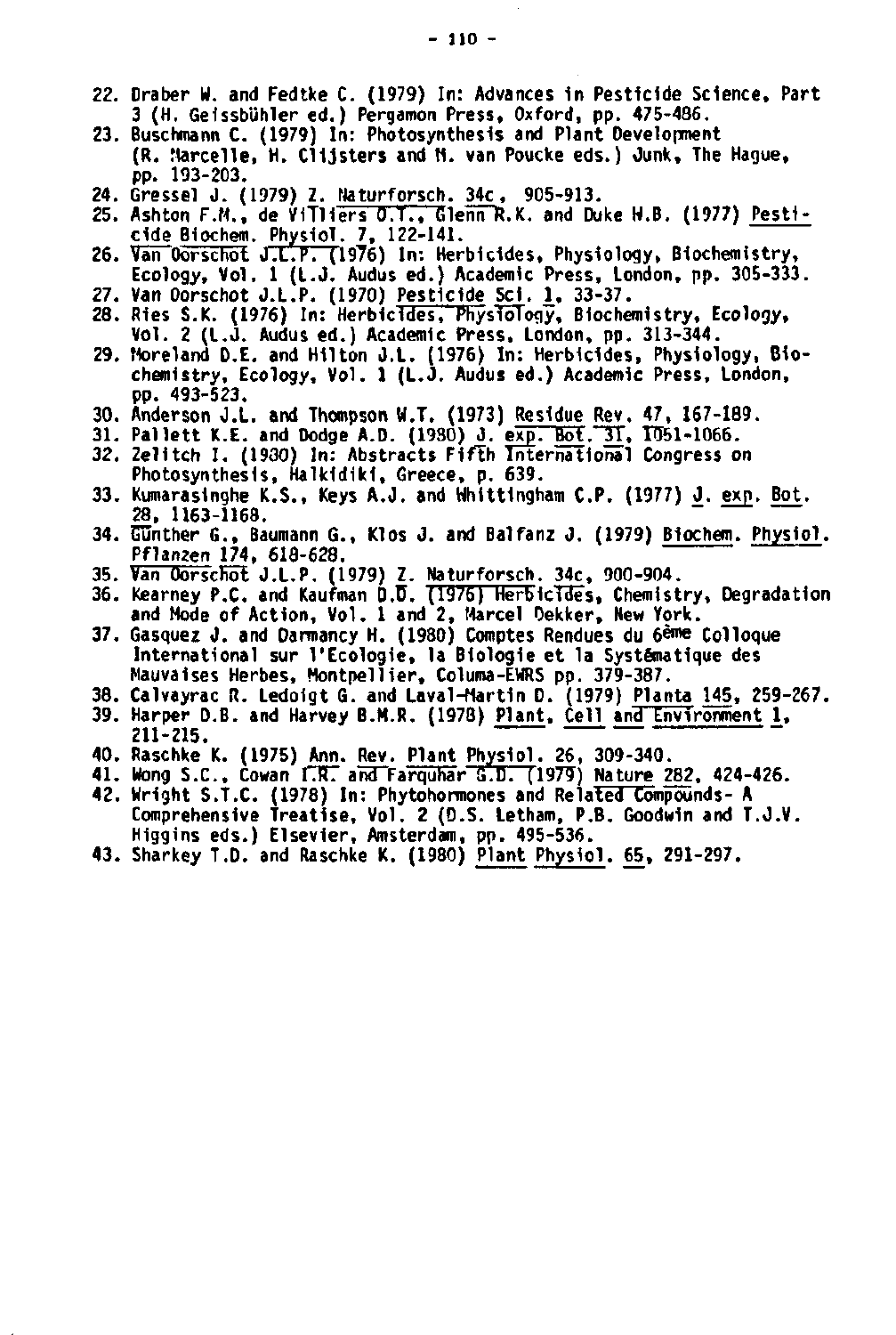22. Draber W. and Fedtke C. (1979) In: Advances in Pesticide Science, Part 3 (H. Geissbühler ed.) Pergamon Press, Oxford, pp. 475-486.
23. Buschmann C. (1979) In: Photosynthesis and Plant Development (R. Marcelle, H. Clijsters and M. van Poucke eds.) Junk, The Hague, pp. 193-203.
24. Gressel J. (1979) Z. Naturforsch. 34c, 905-913.
25. Ashton F.M., de Villiers O.T., Glenn R.K. and Duke W.B. (1977) Pesticide Biochem. Physiol. 7, 122-141.
26. Van Oorschot J.L.P. (1976) In: Herbicides, Physiology, Biochemistry, Ecology, Vol. 1 (L.J. Audus ed.) Academic Press, London, pp. 305-333.
27. Van Oorschot J.L.P. (1970) Pesticide Sci. 1, 33-37.
28. Ries S.K. (1976) In: Herbicides, Physiology, Biochemistry, Ecology, Vol. 2 (L.J. Audus ed.) Academic Press, London, pp. 313-344.
29. Moreland D.E. and Hilton J.L. (1976) In: Herbicides, Physiology, Biochemistry, Ecology, Vol. 1 (L.J. Audus ed.) Academic Press, London, pp. 493-523.
30. Anderson J.L. and Thompson W.T. (1973) Residue Rev. 47, 167-189.
31. Pallett K.E. and Dodge A.D. (1980) J. exp. Bot. 31, 1051-1066.
32. Zelitch I. (1980) In: Abstracts Fifth International Congress on Photosynthesis, Halkidiki, Greece, p. 639.
33. Kumarasinghe K.S., Keys A.J. and Whittingham C.P. (1977) J. exp. Bot. 28, 1163-1168.
34. Günther G., Baumann G., Klos J. and Balfanz J. (1979) Biochem. Physiol. Pflanzen 174, 618-628.
35. Van Oorschot J.L.P. (1979) Z. Naturforsch. 34c, 900-904.
36. Kearney P.C. and Kaufman D.D. (1976) Herbicides, Chemistry, Degradation and Mode of Action, Vol. 1 and 2, Marcel Dekker, New York.
37. Gasquez J. and Darmancy H. (1980) Comptes Rendues du 6ème Colloque International sur l'Ecologie, la Biologie et la Systématique des Mauvaises Herbes, Montpellier, Columa-EWRS pp. 379-387.
38. Calvayrac R. Ledoigt G. and Laval-Martin D. (1979) Planta 145, 259-267.
39. Harper D.B. and Harvey B.M.R. (1978) Plant, Cell and Environment 1, 211-215.
40. Raschke K. (1975) Ann. Rev. Plant Physiol. 26, 309-340.
41. Wong S.C., Cowan I.R. and Farquhar G.D. (1979) Nature 282, 424-426.
42. Wright S.T.C. (1978) In: Phytohormones and Related Compounds- A Comprehensive Treatise, Vol. 2 (D.S. Letham, P.B. Goodwin and T.J.V. Higgins eds.) Elsevier, Amsterdam, pp. 495-536.
43. Sharkey T.D. and Raschke K. (1980) Plant Physiol. 65, 291-297.